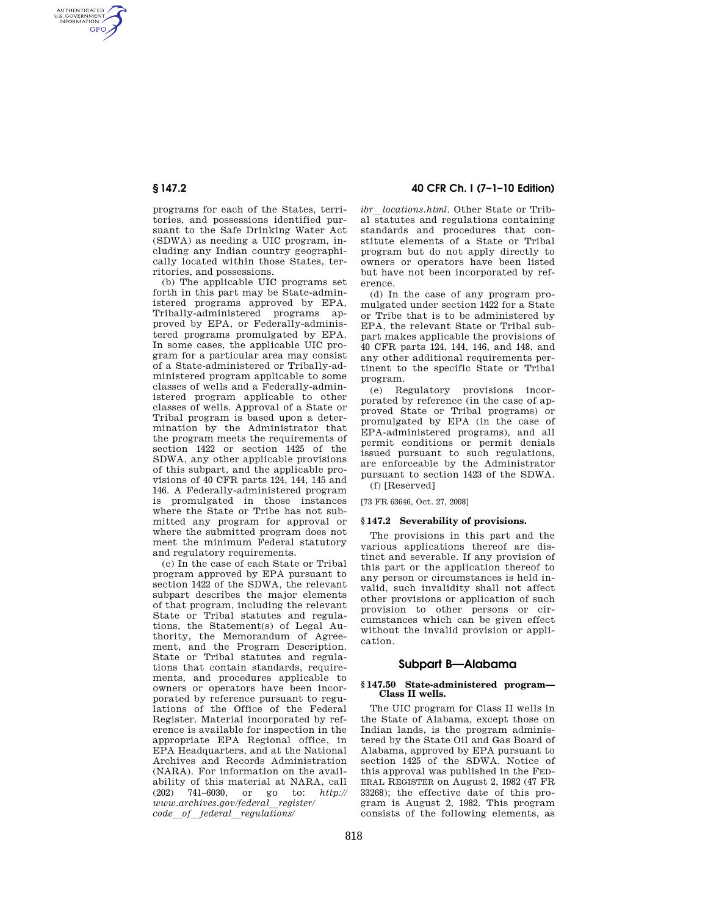programs for each of the States, territories, and possessions identified pursuant to the Safe Drinking Water Act (SDWA) as needing a UIC program, including any Indian country geographically located within those States, territories, and possessions.

(b) The applicable UIC programs set forth in this part may be State-administered programs approved by EPA, Tribally-administered programs approved by EPA, or Federally-administered programs promulgated by EPA. In some cases, the applicable UIC program for a particular area may consist of a State-administered or Tribally-administered program applicable to some classes of wells and a Federally-administered program applicable to other classes of wells. Approval of a State or Tribal program is based upon a determination by the Administrator that the program meets the requirements of section 1422 or section 1425 of the SDWA, any other applicable provisions of this subpart, and the applicable provisions of 40 CFR parts 124, 144, 145 and 146. A Federally-administered program is promulgated in those instances where the State or Tribe has not submitted any program for approval or where the submitted program does not meet the minimum Federal statutory and regulatory requirements.

(c) In the case of each State or Tribal program approved by EPA pursuant to section 1422 of the SDWA, the relevant subpart describes the major elements of that program, including the relevant State or Tribal statutes and regulations, the Statement(s) of Legal Authority, the Memorandum of Agreement, and the Program Description. State or Tribal statutes and regulations that contain standards, requirements, and procedures applicable to owners or operators have been incorporated by reference pursuant to regulations of the Office of the Federal Register. Material incorporated by reference is available for inspection in the appropriate EPA Regional office, in EPA Headquarters, and at the National Archives and Records Administration (NARA). For information on the availability of this material at NARA, call (202) 741–6030, or go to: *http://www.archives.gov/federal_register/code_of_federal_regulations/ibr_locations.html*. Other State or Tribal statutes and regulations containing standards and procedures that constitute elements of a State or Tribal program but do not apply directly to owners or operators have been listed but have not been incorporated by reference.

(d) In the case of any program promulgated under section 1422 for a State or Tribe that is to be administered by EPA, the relevant State or Tribal subpart makes applicable the provisions of 40 CFR parts 124, 144, 146, and 148, and any other additional requirements pertinent to the specific State or Tribal program.

(e) Regulatory provisions incorporated by reference (in the case of approved State or Tribal programs) or promulgated by EPA (in the case of EPA-administered programs), and all permit conditions or permit denials issued pursuant to such regulations, are enforceable by the Administrator pursuant to section 1423 of the SDWA.

(f) [Reserved]

[73 FR 63646, Oct. 27, 2008]

### § 147.2 Severability of provisions.

The provisions in this part and the various applications thereof are distinct and severable. If any provision of this part or the application thereof to any person or circumstances is held invalid, such invalidity shall not affect other provisions or application of such provision to other persons or circumstances which can be given effect without the invalid provision or application.

## Subpart B—Alabama

### § 147.50 State-administered program—Class II wells.

The UIC program for Class II wells in the State of Alabama, except those on Indian lands, is the program administered by the State Oil and Gas Board of Alabama, approved by EPA pursuant to section 1425 of the SDWA. Notice of this approval was published in the FEDERAL REGISTER on August 2, 1982 (47 FR 33268); the effective date of this program is August 2, 1982. This program consists of the following elements, as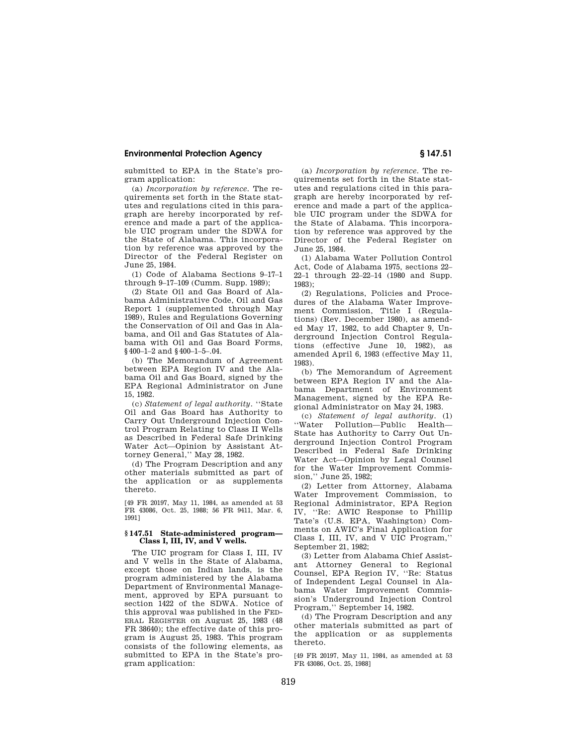submitted to EPA in the State's program application:

(a) *Incorporation by reference*. The requirements set forth in the State statutes and regulations cited in this paragraph are hereby incorporated by reference and made a part of the applicable UIC program under the SDWA for the State of Alabama. This incorporation by reference was approved by the Director of the Federal Register on June 25, 1984.

(1) Code of Alabama Sections 9–17–1 through 9–17–109 (Cumm. Supp. 1989);

(2) State Oil and Gas Board of Alabama Administrative Code, Oil and Gas Report 1 (supplemented through May 1989), Rules and Regulations Governing the Conservation of Oil and Gas in Alabama, and Oil and Gas Statutes of Alabama with Oil and Gas Board Forms, §400–1–2 and §400–1–5–.04.

(b) The Memorandum of Agreement between EPA Region IV and the Alabama Oil and Gas Board, signed by the EPA Regional Administrator on June 15, 1982.

(c) *Statement of legal authority*. ''State Oil and Gas Board has Authority to Carry Out Underground Injection Control Program Relating to Class II Wells as Described in Federal Safe Drinking Water Act—Opinion by Assistant Attorney General,'' May 28, 1982.

(d) The Program Description and any other materials submitted as part of the application or as supplements thereto.

[49 FR 20197, May 11, 1984, as amended at 53 FR 43086, Oct. 25, 1988; 56 FR 9411, Mar. 6, 1991]

## § 147.51 State-administered program—Class I, III, IV, and V wells.

The UIC program for Class I, III, IV and V wells in the State of Alabama, except those on Indian lands, is the program administered by the Alabama Department of Environmental Management, approved by EPA pursuant to section 1422 of the SDWA. Notice of this approval was published in the FEDERAL REGISTER on August 25, 1983 (48 FR 38640); the effective date of this program is August 25, 1983. This program consists of the following elements, as submitted to EPA in the State's program application:

(a) *Incorporation by reference*. The requirements set forth in the State statutes and regulations cited in this paragraph are hereby incorporated by reference and made a part of the applicable UIC program under the SDWA for the State of Alabama. This incorporation by reference was approved by the Director of the Federal Register on June 25, 1984.

(1) Alabama Water Pollution Control Act, Code of Alabama 1975, sections 22–22–1 through 22–22–14 (1980 and Supp. 1983);

(2) Regulations, Policies and Procedures of the Alabama Water Improvement Commission, Title I (Regulations) (Rev. December 1980), as amended May 17, 1982, to add Chapter 9, Underground Injection Control Regulations (effective June 10, 1982), as amended April 6, 1983 (effective May 11, 1983).

(b) The Memorandum of Agreement between EPA Region IV and the Alabama Department of Environment Management, signed by the EPA Regional Administrator on May 24, 1983.

(c) *Statement of legal authority*. (1) ''Water Pollution—Public Health—State has Authority to Carry Out Underground Injection Control Program Described in Federal Safe Drinking Water Act—Opinion by Legal Counsel for the Water Improvement Commission,'' June 25, 1982;

(2) Letter from Attorney, Alabama Water Improvement Commission, to Regional Administrator, EPA Region IV, ''Re: AWIC Response to Phillip Tate's (U.S. EPA, Washington) Comments on AWIC's Final Application for Class I, III, IV, and V UIC Program,'' September 21, 1982;

(3) Letter from Alabama Chief Assistant Attorney General to Regional Counsel, EPA Region IV, ''Re: Status of Independent Legal Counsel in Alabama Water Improvement Commission's Underground Injection Control Program,'' September 14, 1982.

(d) The Program Description and any other materials submitted as part of the application or as supplements thereto.

[49 FR 20197, May 11, 1984, as amended at 53 FR 43086, Oct. 25, 1988]